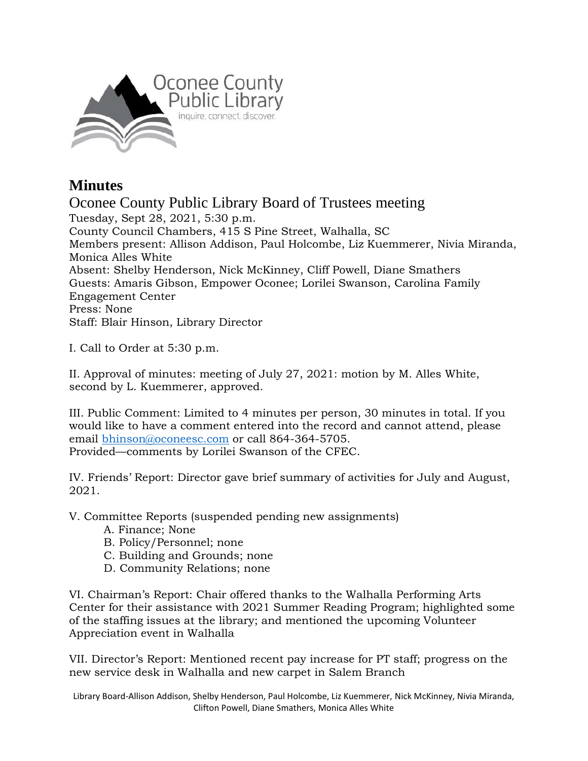Oconee County Public Library

inquire. connect. discover.

# Minutes

## Oconee County Public Library Board of Trustees meeting

Tuesday, Sept 28, 2021, 5:30 p.m.
County Council Chambers, 415 S Pine Street, Walhalla, SC
Members present: Allison Addison, Paul Holcombe, Liz Kuemmerer, Nivia Miranda, Monica Alles White
Absent: Shelby Henderson, Nick McKinney, Cliff Powell, Diane Smathers
Guests: Amaris Gibson, Empower Oconee; Lorilei Swanson, Carolina Family Engagement Center
Press: None
Staff: Blair Hinson, Library Director

I. Call to Order at 5:30 p.m.

II. Approval of minutes: meeting of July 27, 2021: motion by M. Alles White, second by L. Kuemmerer, approved.

III. Public Comment: Limited to 4 minutes per person, 30 minutes in total. If you would like to have a comment entered into the record and cannot attend, please email bhinson@oconeesc.com or call 864-364-5705.
Provided—comments by Lorilei Swanson of the CFEC.

IV. Friends' Report: Director gave brief summary of activities for July and August, 2021.

V. Committee Reports (suspended pending new assignments)

- A. Finance; None
- B. Policy/Personnel; none
- C. Building and Grounds; none
- D. Community Relations; none

VI. Chairman's Report: Chair offered thanks to the Walhalla Performing Arts Center for their assistance with 2021 Summer Reading Program; highlighted some of the staffing issues at the library; and mentioned the upcoming Volunteer Appreciation event in Walhalla

VII. Director's Report: Mentioned recent pay increase for PT staff; progress on the new service desk in Walhalla and new carpet in Salem Branch

Library Board-Allison Addison, Shelby Henderson, Paul Holcombe, Liz Kuemmerer, Nick McKinney, Nivia Miranda, Clifton Powell, Diane Smathers, Monica Alles White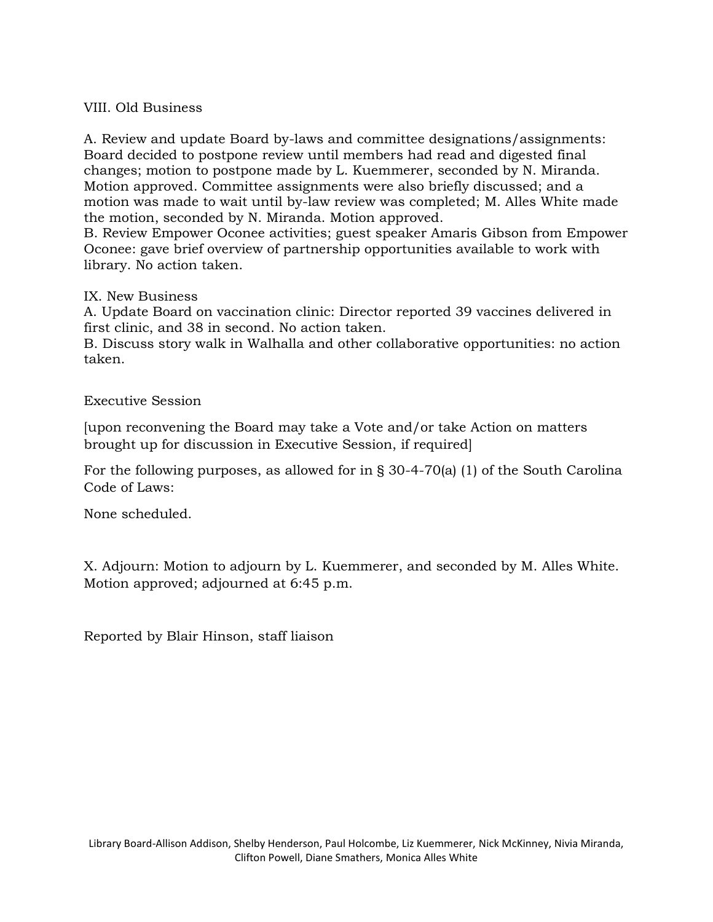VIII. Old Business

A. Review and update Board by-laws and committee designations/assignments: Board decided to postpone review until members had read and digested final changes; motion to postpone made by L. Kuemmerer, seconded by N. Miranda. Motion approved. Committee assignments were also briefly discussed; and a motion was made to wait until by-law review was completed; M. Alles White made the motion, seconded by N. Miranda. Motion approved.
B. Review Empower Oconee activities; guest speaker Amaris Gibson from Empower Oconee: gave brief overview of partnership opportunities available to work with library. No action taken.

IX. New Business
A. Update Board on vaccination clinic: Director reported 39 vaccines delivered in first clinic, and 38 in second. No action taken.
B. Discuss story walk in Walhalla and other collaborative opportunities: no action taken.

Executive Session

[upon reconvening the Board may take a Vote and/or take Action on matters brought up for discussion in Executive Session, if required]

For the following purposes, as allowed for in § 30-4-70(a) (1) of the South Carolina Code of Laws:

None scheduled.

X. Adjourn: Motion to adjourn by L. Kuemmerer, and seconded by M. Alles White. Motion approved; adjourned at 6:45 p.m.

Reported by Blair Hinson, staff liaison

Library Board-Allison Addison, Shelby Henderson, Paul Holcombe, Liz Kuemmerer, Nick McKinney, Nivia Miranda, Clifton Powell, Diane Smathers, Monica Alles White